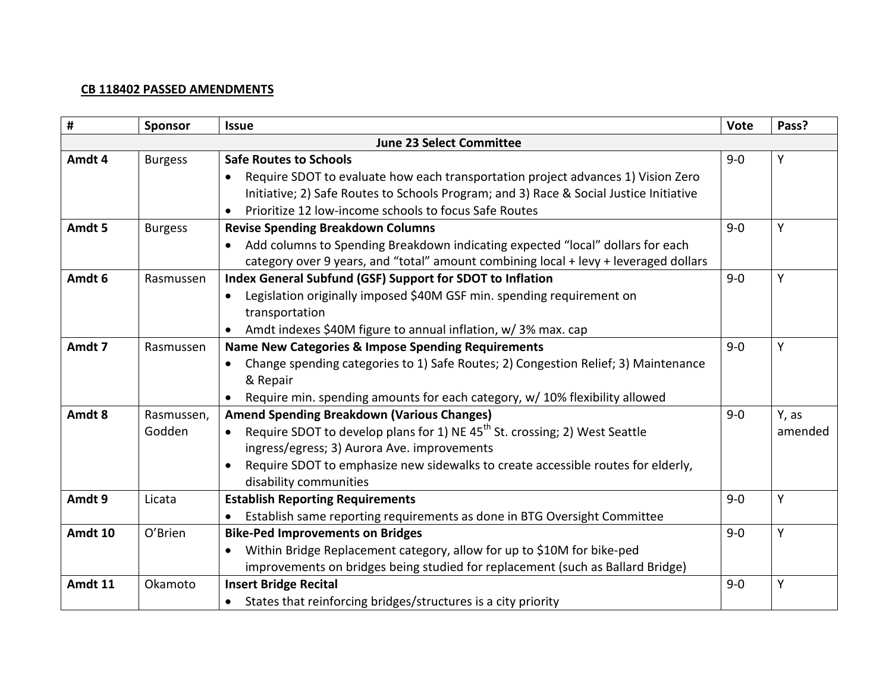**CB 118402 PASSED AMENDMENTS**

| # | Sponsor | Issue | Vote | Pass? |
|---|---|---|---|---|
| **June 23 Select Committee** | | | | |
| **Amdt 4** | Burgess | **Safe Routes to Schools**<br>• Require SDOT to evaluate how each transportation project advances 1) Vision Zero Initiative; 2) Safe Routes to Schools Program; and 3) Race & Social Justice Initiative<br>• Prioritize 12 low-income schools to focus Safe Routes | 9-0 | Y |
| **Amdt 5** | Burgess | **Revise Spending Breakdown Columns**<br>• Add columns to Spending Breakdown indicating expected "local" dollars for each category over 9 years, and "total" amount combining local + levy + leveraged dollars | 9-0 | Y |
| **Amdt 6** | Rasmussen | **Index General Subfund (GSF) Support for SDOT to Inflation**<br>• Legislation originally imposed $40M GSF min. spending requirement on transportation<br>• Amdt indexes $40M figure to annual inflation, w/ 3% max. cap | 9-0 | Y |
| **Amdt 7** | Rasmussen | **Name New Categories & Impose Spending Requirements**<br>• Change spending categories to 1) Safe Routes; 2) Congestion Relief; 3) Maintenance & Repair<br>• Require min. spending amounts for each category, w/ 10% flexibility allowed | 9-0 | Y |
| **Amdt 8** | Rasmussen, Godden | **Amend Spending Breakdown (Various Changes)**<br>• Require SDOT to develop plans for 1) NE 45th St. crossing; 2) West Seattle ingress/egress; 3) Aurora Ave. improvements<br>• Require SDOT to emphasize new sidewalks to create accessible routes for elderly, disability communities | 9-0 | Y, as amended |
| **Amdt 9** | Licata | **Establish Reporting Requirements**<br>• Establish same reporting requirements as done in BTG Oversight Committee | 9-0 | Y |
| **Amdt 10** | O'Brien | **Bike-Ped Improvements on Bridges**<br>• Within Bridge Replacement category, allow for up to $10M for bike-ped improvements on bridges being studied for replacement (such as Ballard Bridge) | 9-0 | Y |
| **Amdt 11** | Okamoto | **Insert Bridge Recital**<br>• States that reinforcing bridges/structures is a city priority | 9-0 | Y |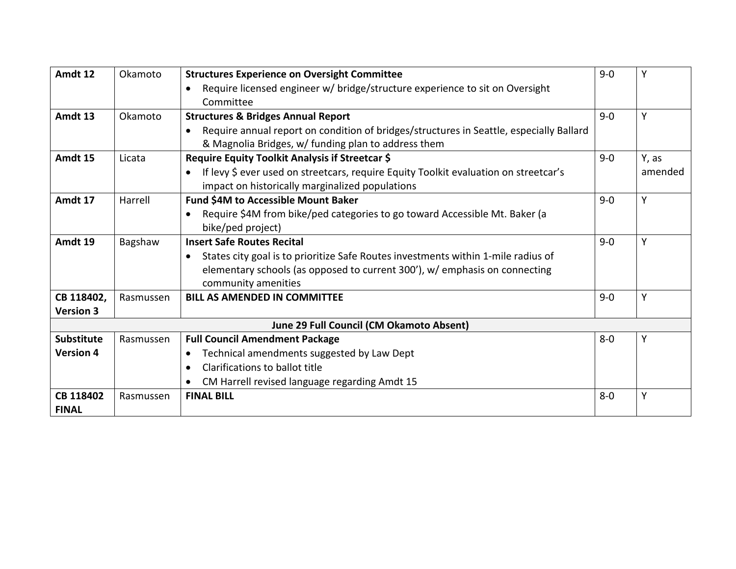| | | | | |
|---|---|---|---|---|
| **Amdt 12** | Okamoto | **Structures Experience on Oversight Committee**<br>• Require licensed engineer w/ bridge/structure experience to sit on Oversight Committee | 9-0 | Y |
| **Amdt 13** | Okamoto | **Structures & Bridges Annual Report**<br>• Require annual report on condition of bridges/structures in Seattle, especially Ballard & Magnolia Bridges, w/ funding plan to address them | 9-0 | Y |
| **Amdt 15** | Licata | **Require Equity Toolkit Analysis if Streetcar $**<br>• If levy $ ever used on streetcars, require Equity Toolkit evaluation on streetcar's impact on historically marginalized populations | 9-0 | Y, as amended |
| **Amdt 17** | Harrell | **Fund $4M to Accessible Mount Baker**<br>• Require $4M from bike/ped categories to go toward Accessible Mt. Baker (a bike/ped project) | 9-0 | Y |
| **Amdt 19** | Bagshaw | **Insert Safe Routes Recital**<br>• States city goal is to prioritize Safe Routes investments within 1-mile radius of elementary schools (as opposed to current 300'), w/ emphasis on connecting community amenities | 9-0 | Y |
| **CB 118402, Version 3** | Rasmussen | **BILL AS AMENDED IN COMMITTEE** | 9-0 | Y |
| **June 29 Full Council (CM Okamoto Absent)** | | | | |
| **Substitute Version 4** | Rasmussen | **Full Council Amendment Package**<br>• Technical amendments suggested by Law Dept<br>• Clarifications to ballot title<br>• CM Harrell revised language regarding Amdt 15 | 8-0 | Y |
| **CB 118402 FINAL** | Rasmussen | **FINAL BILL** | 8-0 | Y |